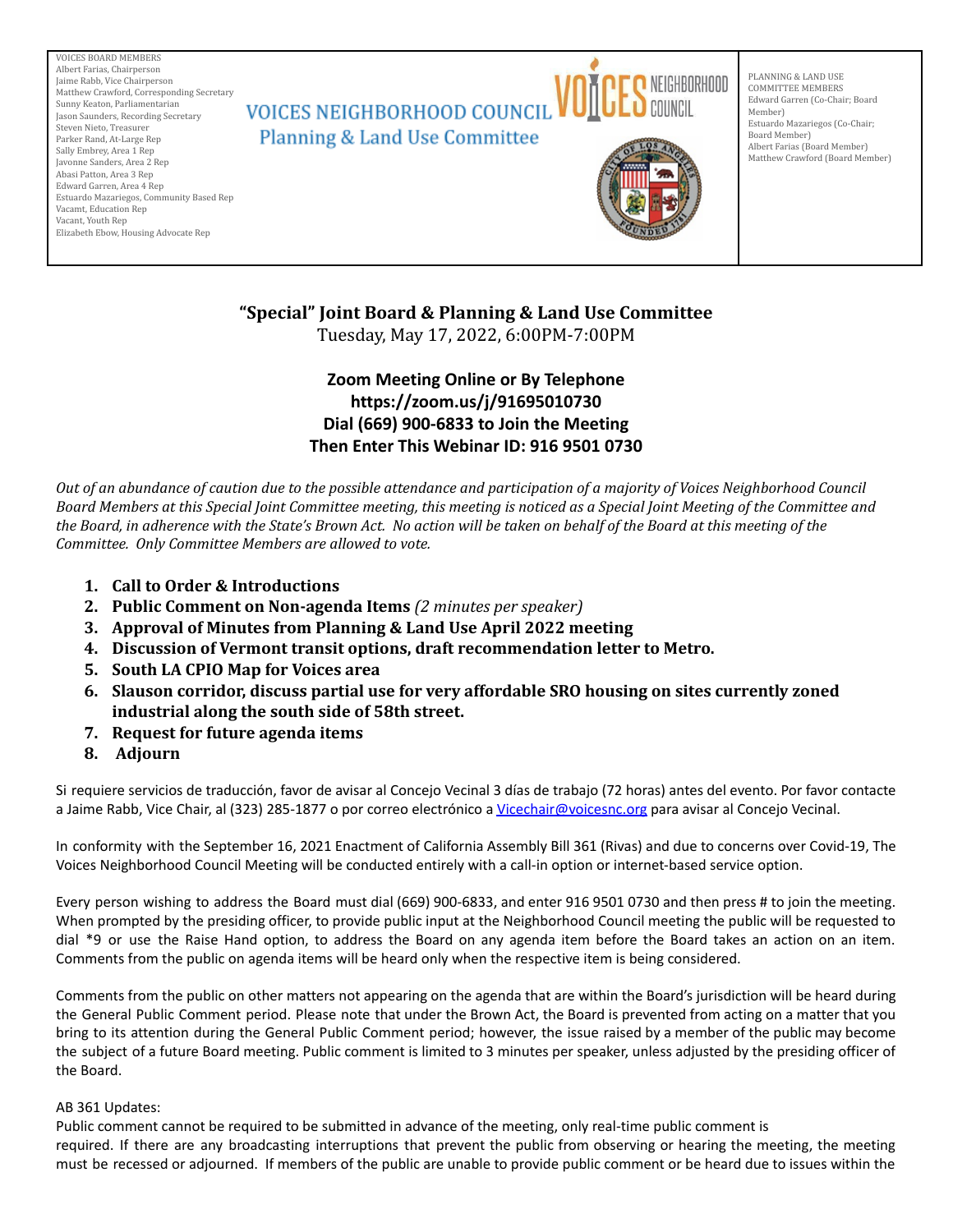VOICES BOARD MEMBERS
Albert Farias, Chairperson
Jaime Rabb, Vice Chairperson
Matthew Crawford, Corresponding Secretary
Sunny Keaton, Parliamentarian
Jason Saunders, Recording Secretary
Steven Nieto, Treasurer
Parker Rand, At-Large Rep
Sally Embrey, Area 1 Rep
Javonne Sanders, Area 2 Rep
Abasi Patton, Area 3 Rep
Edward Garren, Area 4 Rep
Estuardo Mazariegos, Community Based Rep
Vacamt, Education Rep
Vacant, Youth Rep
Elizabeth Ebow, Housing Advocate Rep

# VOICES NEIGHBORHOOD COUNCIL
## Planning & Land Use Committee

PLANNING & LAND USE COMMITTEE MEMBERS
Edward Garren (Co-Chair; Board Member)
Estuardo Mazariegos (Co-Chair; Board Member)
Albert Farias (Board Member)
Matthew Crawford (Board Member)

## "Special" Joint Board & Planning & Land Use Committee

Tuesday, May 17, 2022, 6:00PM-7:00PM

**Zoom Meeting Online or By Telephone**
**https://zoom.us/j/91695010730**
**Dial (669) 900-6833 to Join the Meeting**
**Then Enter This Webinar ID: 916 9501 0730**

*Out of an abundance of caution due to the possible attendance and participation of a majority of Voices Neighborhood Council Board Members at this Special Joint Committee meeting, this meeting is noticed as a Special Joint Meeting of the Committee and the Board, in adherence with the State's Brown Act. No action will be taken on behalf of the Board at this meeting of the Committee. Only Committee Members are allowed to vote.*

1. **Call to Order & Introductions**
2. **Public Comment on Non-agenda Items** *(2 minutes per speaker)*
3. **Approval of Minutes from Planning & Land Use April 2022 meeting**
4. **Discussion of Vermont transit options, draft recommendation letter to Metro.**
5. **South LA CPIO Map for Voices area**
6. **Slauson corridor, discuss partial use for very affordable SRO housing on sites currently zoned industrial along the south side of 58th street.**
7. **Request for future agenda items**
8. **Adjourn**

Si requiere servicios de traducción, favor de avisar al Concejo Vecinal 3 días de trabajo (72 horas) antes del evento. Por favor contacte a Jaime Rabb, Vice Chair, al (323) 285-1877 o por correo electrónico a Vicechair@voicesnc.org para avisar al Concejo Vecinal.

In conformity with the September 16, 2021 Enactment of California Assembly Bill 361 (Rivas) and due to concerns over Covid-19, The Voices Neighborhood Council Meeting will be conducted entirely with a call-in option or internet-based service option.

Every person wishing to address the Board must dial (669) 900-6833, and enter 916 9501 0730 and then press # to join the meeting. When prompted by the presiding officer, to provide public input at the Neighborhood Council meeting the public will be requested to dial *9 or use the Raise Hand option, to address the Board on any agenda item before the Board takes an action on an item. Comments from the public on agenda items will be heard only when the respective item is being considered.

Comments from the public on other matters not appearing on the agenda that are within the Board's jurisdiction will be heard during the General Public Comment period. Please note that under the Brown Act, the Board is prevented from acting on a matter that you bring to its attention during the General Public Comment period; however, the issue raised by a member of the public may become the subject of a future Board meeting. Public comment is limited to 3 minutes per speaker, unless adjusted by the presiding officer of the Board.

AB 361 Updates:
Public comment cannot be required to be submitted in advance of the meeting, only real-time public comment is required. If there are any broadcasting interruptions that prevent the public from observing or hearing the meeting, the meeting must be recessed or adjourned. If members of the public are unable to provide public comment or be heard due to issues within the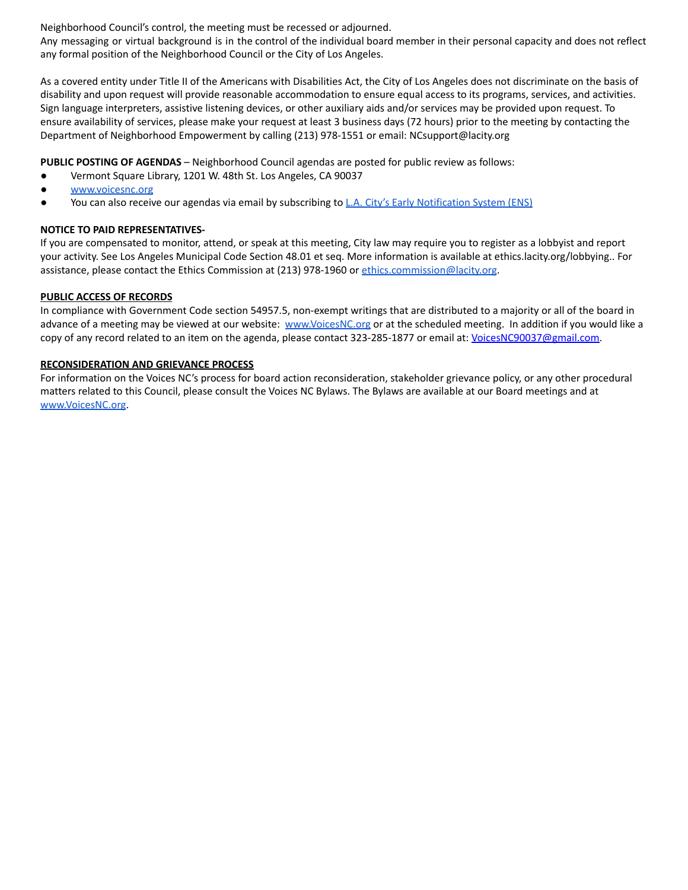Neighborhood Council's control, the meeting must be recessed or adjourned.
Any messaging or virtual background is in the control of the individual board member in their personal capacity and does not reflect any formal position of the Neighborhood Council or the City of Los Angeles.

As a covered entity under Title II of the Americans with Disabilities Act, the City of Los Angeles does not discriminate on the basis of disability and upon request will provide reasonable accommodation to ensure equal access to its programs, services, and activities. Sign language interpreters, assistive listening devices, or other auxiliary aids and/or services may be provided upon request. To ensure availability of services, please make your request at least 3 business days (72 hours) prior to the meeting by contacting the Department of Neighborhood Empowerment by calling (213) 978-1551 or email: NCsupport@lacity.org

**PUBLIC POSTING OF AGENDAS** – Neighborhood Council agendas are posted for public review as follows:

- Vermont Square Library, 1201 W. 48th St. Los Angeles, CA 90037
- www.voicesnc.org
- You can also receive our agendas via email by subscribing to L.A. City's Early Notification System (ENS)

**NOTICE TO PAID REPRESENTATIVES-**
If you are compensated to monitor, attend, or speak at this meeting, City law may require you to register as a lobbyist and report your activity. See Los Angeles Municipal Code Section 48.01 et seq. More information is available at ethics.lacity.org/lobbying.. For assistance, please contact the Ethics Commission at (213) 978-1960 or ethics.commission@lacity.org.

**PUBLIC ACCESS OF RECORDS**
In compliance with Government Code section 54957.5, non-exempt writings that are distributed to a majority or all of the board in advance of a meeting may be viewed at our website: www.VoicesNC.org or at the scheduled meeting. In addition if you would like a copy of any record related to an item on the agenda, please contact 323-285-1877 or email at: VoicesNC90037@gmail.com.

**RECONSIDERATION AND GRIEVANCE PROCESS**
For information on the Voices NC's process for board action reconsideration, stakeholder grievance policy, or any other procedural matters related to this Council, please consult the Voices NC Bylaws. The Bylaws are available at our Board meetings and at www.VoicesNC.org.